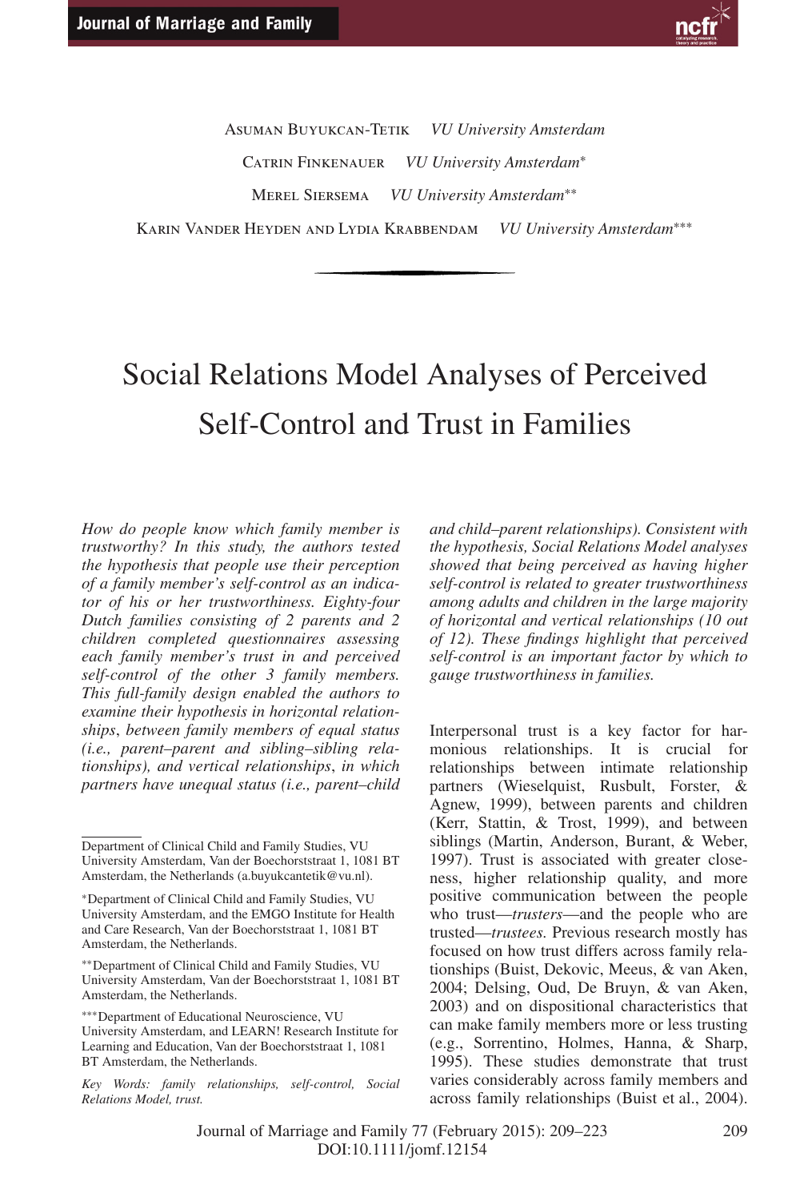Asuman Buyukcan-Tetik *VU University Amsterdam*

Catrin Finkenauer *VU University Amsterdam**

Merel Siersema *VU University Amsterdam***

Karin Vander Heyden and Lydia Krabbendam *VU University Amsterdam****

# Social Relations Model Analyses of Perceived Self-Control and Trust in Families

*How do people know which family member is trustworthy? In this study, the authors tested the hypothesis that people use their perception of a family member's self-control as an indicator of his or her trustworthiness. Eighty-four Dutch families consisting of 2 parents and 2 children completed questionnaires assessing each family member's trust in and perceived self-control of the other 3 family members. This full-family design enabled the authors to examine their hypothesis in horizontal relationships, between family members of equal status (i.e., parent–parent and sibling–sibling relationships), and vertical relationships, in which partners have unequal status (i.e., parent–child and child–parent relationships). Consistent with the hypothesis, Social Relations Model analyses showed that being perceived as having higher self-control is related to greater trustworthiness among adults and children in the large majority of horizontal and vertical relationships (10 out of 12). These findings highlight that perceived self-control is an important factor by which to gauge trustworthiness in families.*

Department of Clinical Child and Family Studies, VU University Amsterdam, Van der Boechorststraat 1, 1081 BT Amsterdam, the Netherlands (a.buyukcantetik@vu.nl).

*Department of Clinical Child and Family Studies, VU University Amsterdam, and the EMGO Institute for Health and Care Research, Van der Boechorststraat 1, 1081 BT Amsterdam, the Netherlands.

**Department of Clinical Child and Family Studies, VU University Amsterdam, Van der Boechorststraat 1, 1081 BT Amsterdam, the Netherlands.

***Department of Educational Neuroscience, VU University Amsterdam, and LEARN! Research Institute for Learning and Education, Van der Boechorststraat 1, 1081 BT Amsterdam, the Netherlands.

*Key Words: family relationships, self-control, Social Relations Model, trust.*

Interpersonal trust is a key factor for harmonious relationships. It is crucial for relationships between intimate relationship partners (Wieselquist, Rusbult, Forster, & Agnew, 1999), between parents and children (Kerr, Stattin, & Trost, 1999), and between siblings (Martin, Anderson, Burant, & Weber, 1997). Trust is associated with greater closeness, higher relationship quality, and more positive communication between the people who trust—*trusters*—and the people who are trusted—*trustees.* Previous research mostly has focused on how trust differs across family relationships (Buist, Dekovic, Meeus, & van Aken, 2004; Delsing, Oud, De Bruyn, & van Aken, 2003) and on dispositional characteristics that can make family members more or less trusting (e.g., Sorrentino, Holmes, Hanna, & Sharp, 1995). These studies demonstrate that trust varies considerably across family members and across family relationships (Buist et al., 2004).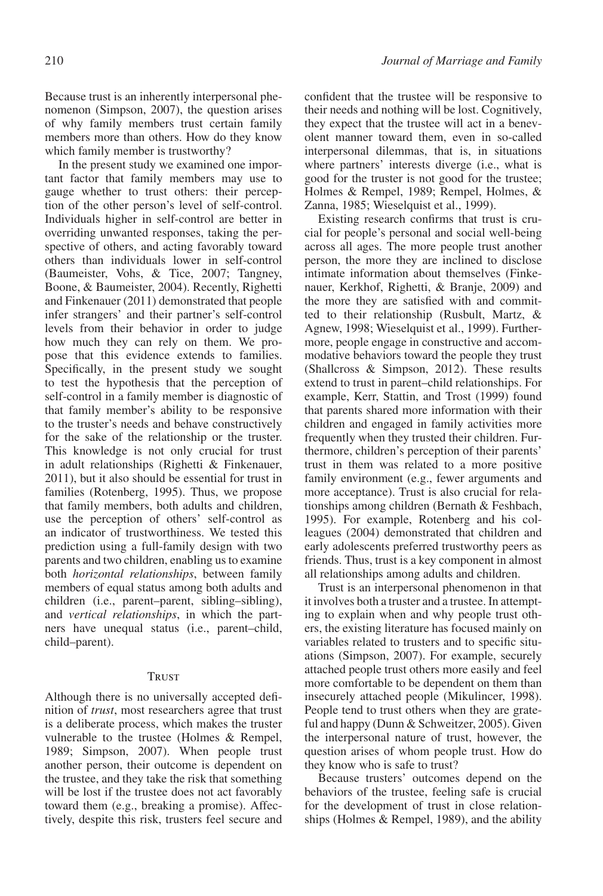Because trust is an inherently interpersonal phenomenon (Simpson, 2007), the question arises of why family members trust certain family members more than others. How do they know which family member is trustworthy?

In the present study we examined one important factor that family members may use to gauge whether to trust others: their perception of the other person's level of self-control. Individuals higher in self-control are better in overriding unwanted responses, taking the perspective of others, and acting favorably toward others than individuals lower in self-control (Baumeister, Vohs, & Tice, 2007; Tangney, Boone, & Baumeister, 2004). Recently, Righetti and Finkenauer (2011) demonstrated that people infer strangers' and their partner's self-control levels from their behavior in order to judge how much they can rely on them. We propose that this evidence extends to families. Specifically, in the present study we sought to test the hypothesis that the perception of self-control in a family member is diagnostic of that family member's ability to be responsive to the truster's needs and behave constructively for the sake of the relationship or the truster. This knowledge is not only crucial for trust in adult relationships (Righetti & Finkenauer, 2011), but it also should be essential for trust in families (Rotenberg, 1995). Thus, we propose that family members, both adults and children, use the perception of others' self-control as an indicator of trustworthiness. We tested this prediction using a full-family design with two parents and two children, enabling us to examine both *horizontal relationships*, between family members of equal status among both adults and children (i.e., parent–parent, sibling–sibling), and *vertical relationships*, in which the partners have unequal status (i.e., parent–child, child–parent).

## Trust

Although there is no universally accepted definition of *trust*, most researchers agree that trust is a deliberate process, which makes the truster vulnerable to the trustee (Holmes & Rempel, 1989; Simpson, 2007). When people trust another person, their outcome is dependent on the trustee, and they take the risk that something will be lost if the trustee does not act favorably toward them (e.g., breaking a promise). Affectively, despite this risk, trusters feel secure and confident that the trustee will be responsive to their needs and nothing will be lost. Cognitively, they expect that the trustee will act in a benevolent manner toward them, even in so-called interpersonal dilemmas, that is, in situations where partners' interests diverge (i.e., what is good for the truster is not good for the trustee; Holmes & Rempel, 1989; Rempel, Holmes, & Zanna, 1985; Wieselquist et al., 1999).

Existing research confirms that trust is crucial for people's personal and social well-being across all ages. The more people trust another person, the more they are inclined to disclose intimate information about themselves (Finkenauer, Kerkhof, Righetti, & Branje, 2009) and the more they are satisfied with and committed to their relationship (Rusbult, Martz, & Agnew, 1998; Wieselquist et al., 1999). Furthermore, people engage in constructive and accommodative behaviors toward the people they trust (Shallcross & Simpson, 2012). These results extend to trust in parent–child relationships. For example, Kerr, Stattin, and Trost (1999) found that parents shared more information with their children and engaged in family activities more frequently when they trusted their children. Furthermore, children's perception of their parents' trust in them was related to a more positive family environment (e.g., fewer arguments and more acceptance). Trust is also crucial for relationships among children (Bernath & Feshbach, 1995). For example, Rotenberg and his colleagues (2004) demonstrated that children and early adolescents preferred trustworthy peers as friends. Thus, trust is a key component in almost all relationships among adults and children.

Trust is an interpersonal phenomenon in that it involves both a truster and a trustee. In attempting to explain when and why people trust others, the existing literature has focused mainly on variables related to trusters and to specific situations (Simpson, 2007). For example, securely attached people trust others more easily and feel more comfortable to be dependent on them than insecurely attached people (Mikulincer, 1998). People tend to trust others when they are grateful and happy (Dunn & Schweitzer, 2005). Given the interpersonal nature of trust, however, the question arises of whom people trust. How do they know who is safe to trust?

Because trusters' outcomes depend on the behaviors of the trustee, feeling safe is crucial for the development of trust in close relationships (Holmes & Rempel, 1989), and the ability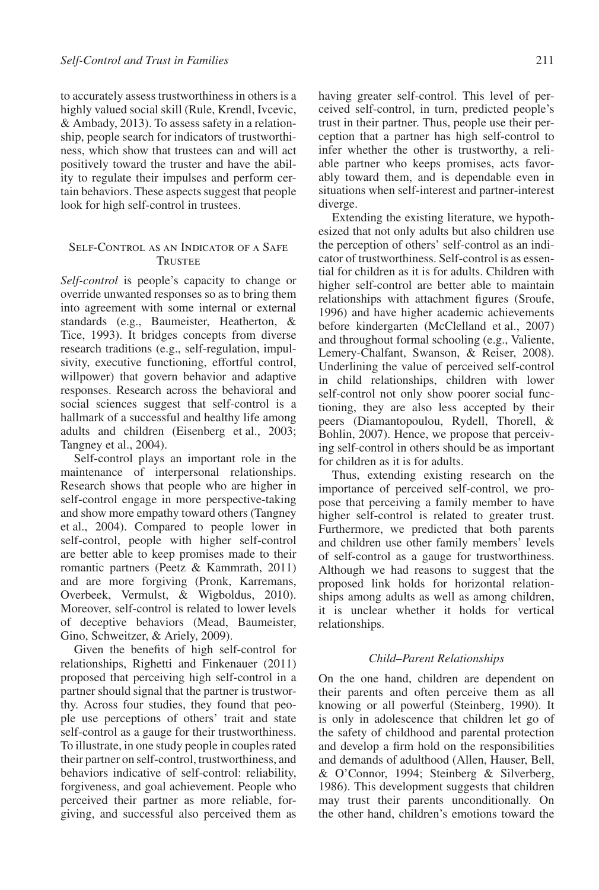to accurately assess trustworthiness in others is a highly valued social skill (Rule, Krendl, Ivcevic, & Ambady, 2013). To assess safety in a relationship, people search for indicators of trustworthiness, which show that trustees can and will act positively toward the truster and have the ability to regulate their impulses and perform certain behaviors. These aspects suggest that people look for high self-control in trustees.

## Self-Control as an Indicator of a Safe Trustee

*Self-control* is people's capacity to change or override unwanted responses so as to bring them into agreement with some internal or external standards (e.g., Baumeister, Heatherton, & Tice, 1993). It bridges concepts from diverse research traditions (e.g., self-regulation, impulsivity, executive functioning, effortful control, willpower) that govern behavior and adaptive responses. Research across the behavioral and social sciences suggest that self-control is a hallmark of a successful and healthy life among adults and children (Eisenberg et al., 2003; Tangney et al., 2004).

Self-control plays an important role in the maintenance of interpersonal relationships. Research shows that people who are higher in self-control engage in more perspective-taking and show more empathy toward others (Tangney et al., 2004). Compared to people lower in self-control, people with higher self-control are better able to keep promises made to their romantic partners (Peetz & Kammrath, 2011) and are more forgiving (Pronk, Karremans, Overbeek, Vermulst, & Wigboldus, 2010). Moreover, self-control is related to lower levels of deceptive behaviors (Mead, Baumeister, Gino, Schweitzer, & Ariely, 2009).

Given the benefits of high self-control for relationships, Righetti and Finkenauer (2011) proposed that perceiving high self-control in a partner should signal that the partner is trustworthy. Across four studies, they found that people use perceptions of others' trait and state self-control as a gauge for their trustworthiness. To illustrate, in one study people in couples rated their partner on self-control, trustworthiness, and behaviors indicative of self-control: reliability, forgiveness, and goal achievement. People who perceived their partner as more reliable, forgiving, and successful also perceived them as having greater self-control. This level of perceived self-control, in turn, predicted people's trust in their partner. Thus, people use their perception that a partner has high self-control to infer whether the other is trustworthy, a reliable partner who keeps promises, acts favorably toward them, and is dependable even in situations when self-interest and partner-interest diverge.

Extending the existing literature, we hypothesized that not only adults but also children use the perception of others' self-control as an indicator of trustworthiness. Self-control is as essential for children as it is for adults. Children with higher self-control are better able to maintain relationships with attachment figures (Sroufe, 1996) and have higher academic achievements before kindergarten (McClelland et al., 2007) and throughout formal schooling (e.g., Valiente, Lemery-Chalfant, Swanson, & Reiser, 2008). Underlining the value of perceived self-control in child relationships, children with lower self-control not only show poorer social functioning, they are also less accepted by their peers (Diamantopoulou, Rydell, Thorell, & Bohlin, 2007). Hence, we propose that perceiving self-control in others should be as important for children as it is for adults.

Thus, extending existing research on the importance of perceived self-control, we propose that perceiving a family member to have higher self-control is related to greater trust. Furthermore, we predicted that both parents and children use other family members' levels of self-control as a gauge for trustworthiness. Although we had reasons to suggest that the proposed link holds for horizontal relationships among adults as well as among children, it is unclear whether it holds for vertical relationships.

### *Child–Parent Relationships*

On the one hand, children are dependent on their parents and often perceive them as all knowing or all powerful (Steinberg, 1990). It is only in adolescence that children let go of the safety of childhood and parental protection and develop a firm hold on the responsibilities and demands of adulthood (Allen, Hauser, Bell, & O'Connor, 1994; Steinberg & Silverberg, 1986). This development suggests that children may trust their parents unconditionally. On the other hand, children's emotions toward the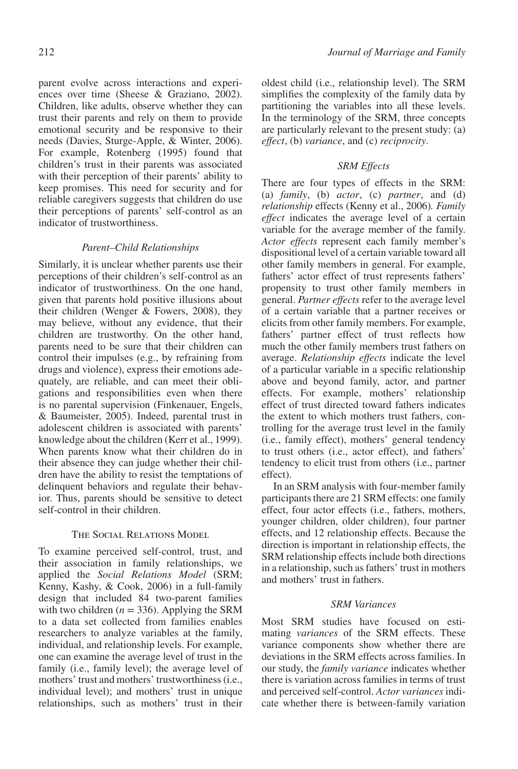parent evolve across interactions and experiences over time (Sheese & Graziano, 2002). Children, like adults, observe whether they can trust their parents and rely on them to provide emotional security and be responsive to their needs (Davies, Sturge-Apple, & Winter, 2006). For example, Rotenberg (1995) found that children's trust in their parents was associated with their perception of their parents' ability to keep promises. This need for security and for reliable caregivers suggests that children do use their perceptions of parents' self-control as an indicator of trustworthiness.

### *Parent–Child Relationships*

Similarly, it is unclear whether parents use their perceptions of their children's self-control as an indicator of trustworthiness. On the one hand, given that parents hold positive illusions about their children (Wenger & Fowers, 2008), they may believe, without any evidence, that their children are trustworthy. On the other hand, parents need to be sure that their children can control their impulses (e.g., by refraining from drugs and violence), express their emotions adequately, are reliable, and can meet their obligations and responsibilities even when there is no parental supervision (Finkenauer, Engels, & Baumeister, 2005). Indeed, parental trust in adolescent children is associated with parents' knowledge about the children (Kerr et al., 1999). When parents know what their children do in their absence they can judge whether their children have the ability to resist the temptations of delinquent behaviors and regulate their behavior. Thus, parents should be sensitive to detect self-control in their children.

## The Social Relations Model

To examine perceived self-control, trust, and their association in family relationships, we applied the *Social Relations Model* (SRM; Kenny, Kashy, & Cook, 2006) in a full-family design that included 84 two-parent families with two children ($n = 336$). Applying the SRM to a data set collected from families enables researchers to analyze variables at the family, individual, and relationship levels. For example, one can examine the average level of trust in the family (i.e., family level); the average level of mothers' trust and mothers' trustworthiness (i.e., individual level); and mothers' trust in unique relationships, such as mothers' trust in their oldest child (i.e., relationship level). The SRM simplifies the complexity of the family data by partitioning the variables into all these levels. In the terminology of the SRM, three concepts are particularly relevant to the present study: (a) *effect*, (b) *variance*, and (c) *reciprocity*.

### *SRM Effects*

There are four types of effects in the SRM: (a) *family*, (b) *actor*, (c) *partner*, and (d) *relationship* effects (Kenny et al., 2006). *Family effect* indicates the average level of a certain variable for the average member of the family. *Actor effects* represent each family member's dispositional level of a certain variable toward all other family members in general. For example, fathers' actor effect of trust represents fathers' propensity to trust other family members in general. *Partner effects* refer to the average level of a certain variable that a partner receives or elicits from other family members. For example, fathers' partner effect of trust reflects how much the other family members trust fathers on average. *Relationship effects* indicate the level of a particular variable in a specific relationship above and beyond family, actor, and partner effects. For example, mothers' relationship effect of trust directed toward fathers indicates the extent to which mothers trust fathers, controlling for the average trust level in the family (i.e., family effect), mothers' general tendency to trust others (i.e., actor effect), and fathers' tendency to elicit trust from others (i.e., partner effect).

In an SRM analysis with four-member family participants there are 21 SRM effects: one family effect, four actor effects (i.e., fathers, mothers, younger children, older children), four partner effects, and 12 relationship effects. Because the direction is important in relationship effects, the SRM relationship effects include both directions in a relationship, such as fathers' trust in mothers and mothers' trust in fathers.

### *SRM Variances*

Most SRM studies have focused on estimating *variances* of the SRM effects. These variance components show whether there are deviations in the SRM effects across families. In our study, the *family variance* indicates whether there is variation across families in terms of trust and perceived self-control. *Actor variances* indicate whether there is between-family variation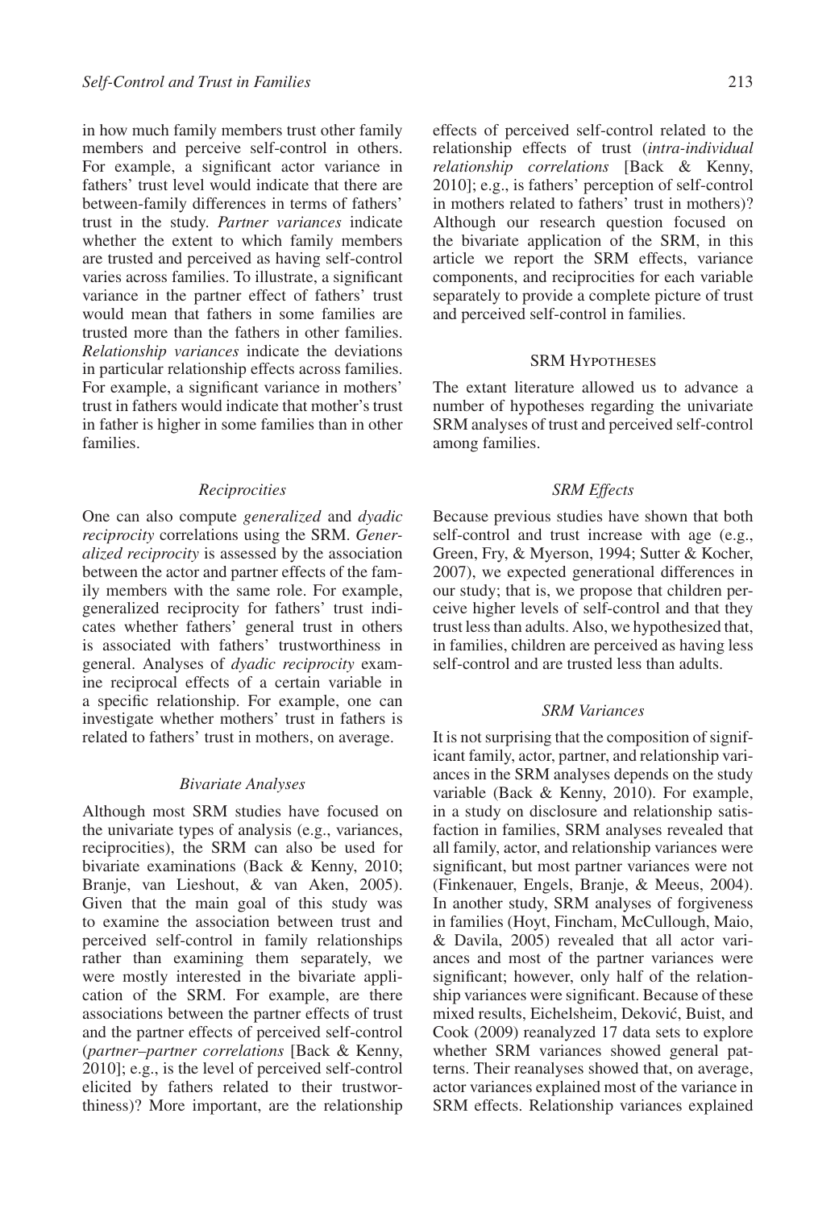in how much family members trust other family members and perceive self-control in others. For example, a significant actor variance in fathers' trust level would indicate that there are between-family differences in terms of fathers' trust in the study. *Partner variances* indicate whether the extent to which family members are trusted and perceived as having self-control varies across families. To illustrate, a significant variance in the partner effect of fathers' trust would mean that fathers in some families are trusted more than the fathers in other families. *Relationship variances* indicate the deviations in particular relationship effects across families. For example, a significant variance in mothers' trust in fathers would indicate that mother's trust in father is higher in some families than in other families.

### *Reciprocities*

One can also compute *generalized* and *dyadic reciprocity* correlations using the SRM. *Generalized reciprocity* is assessed by the association between the actor and partner effects of the family members with the same role. For example, generalized reciprocity for fathers' trust indicates whether fathers' general trust in others is associated with fathers' trustworthiness in general. Analyses of *dyadic reciprocity* examine reciprocal effects of a certain variable in a specific relationship. For example, one can investigate whether mothers' trust in fathers is related to fathers' trust in mothers, on average.

### *Bivariate Analyses*

Although most SRM studies have focused on the univariate types of analysis (e.g., variances, reciprocities), the SRM can also be used for bivariate examinations (Back & Kenny, 2010; Branje, van Lieshout, & van Aken, 2005). Given that the main goal of this study was to examine the association between trust and perceived self-control in family relationships rather than examining them separately, we were mostly interested in the bivariate application of the SRM. For example, are there associations between the partner effects of trust and the partner effects of perceived self-control (*partner–partner correlations* [Back & Kenny, 2010]; e.g., is the level of perceived self-control elicited by fathers related to their trustworthiness)? More important, are the relationship effects of perceived self-control related to the relationship effects of trust (*intra-individual relationship correlations* [Back & Kenny, 2010]; e.g., is fathers' perception of self-control in mothers related to fathers' trust in mothers)? Although our research question focused on the bivariate application of the SRM, in this article we report the SRM effects, variance components, and reciprocities for each variable separately to provide a complete picture of trust and perceived self-control in families.

## SRM Hypotheses

The extant literature allowed us to advance a number of hypotheses regarding the univariate SRM analyses of trust and perceived self-control among families.

### *SRM Effects*

Because previous studies have shown that both self-control and trust increase with age (e.g., Green, Fry, & Myerson, 1994; Sutter & Kocher, 2007), we expected generational differences in our study; that is, we propose that children perceive higher levels of self-control and that they trust less than adults. Also, we hypothesized that, in families, children are perceived as having less self-control and are trusted less than adults.

### *SRM Variances*

It is not surprising that the composition of significant family, actor, partner, and relationship variances in the SRM analyses depends on the study variable (Back & Kenny, 2010). For example, in a study on disclosure and relationship satisfaction in families, SRM analyses revealed that all family, actor, and relationship variances were significant, but most partner variances were not (Finkenauer, Engels, Branje, & Meeus, 2004). In another study, SRM analyses of forgiveness in families (Hoyt, Fincham, McCullough, Maio, & Davila, 2005) revealed that all actor variances and most of the partner variances were significant; however, only half of the relationship variances were significant. Because of these mixed results, Eichelsheim, Deković, Buist, and Cook (2009) reanalyzed 17 data sets to explore whether SRM variances showed general patterns. Their reanalyses showed that, on average, actor variances explained most of the variance in SRM effects. Relationship variances explained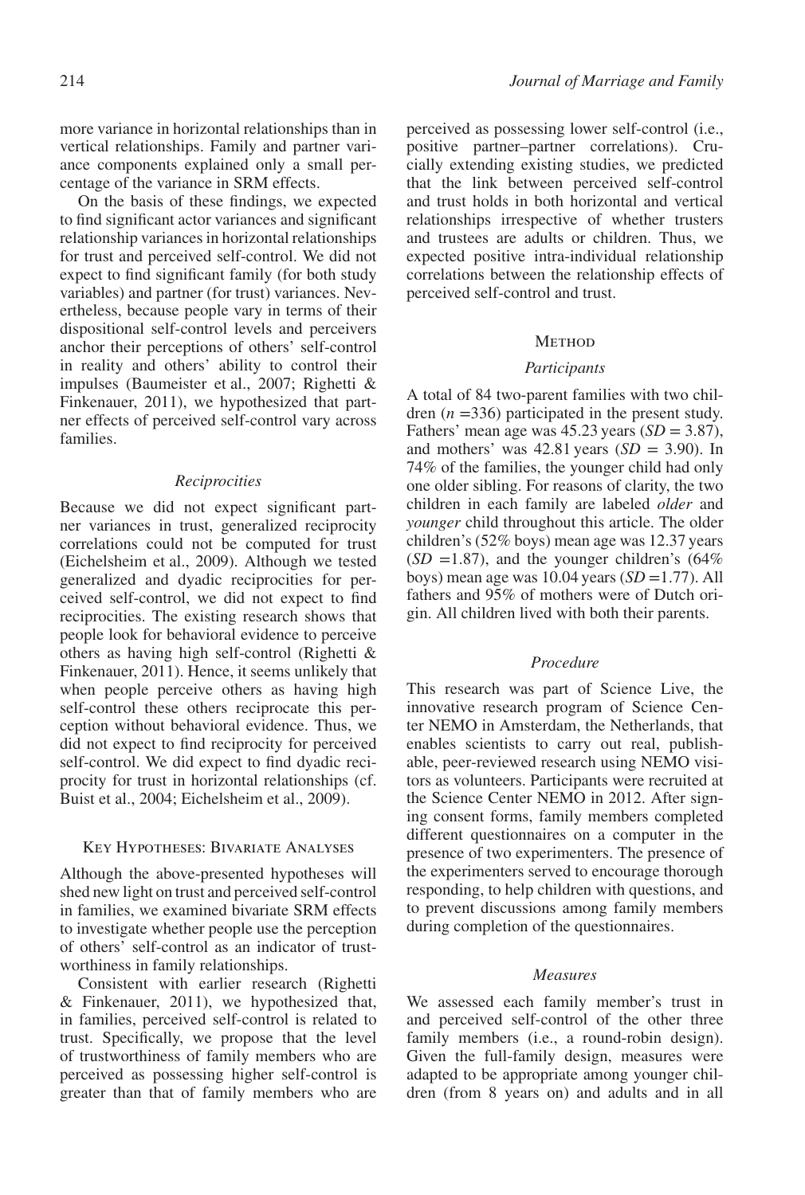more variance in horizontal relationships than in vertical relationships. Family and partner variance components explained only a small percentage of the variance in SRM effects.

On the basis of these findings, we expected to find significant actor variances and significant relationship variances in horizontal relationships for trust and perceived self-control. We did not expect to find significant family (for both study variables) and partner (for trust) variances. Nevertheless, because people vary in terms of their dispositional self-control levels and perceivers anchor their perceptions of others' self-control in reality and others' ability to control their impulses (Baumeister et al., 2007; Righetti & Finkenauer, 2011), we hypothesized that partner effects of perceived self-control vary across families.

### *Reciprocities*

Because we did not expect significant partner variances in trust, generalized reciprocity correlations could not be computed for trust (Eichelsheim et al., 2009). Although we tested generalized and dyadic reciprocities for perceived self-control, we did not expect to find reciprocities. The existing research shows that people look for behavioral evidence to perceive others as having high self-control (Righetti & Finkenauer, 2011). Hence, it seems unlikely that when people perceive others as having high self-control these others reciprocate this perception without behavioral evidence. Thus, we did not expect to find reciprocity for perceived self-control. We did expect to find dyadic reciprocity for trust in horizontal relationships (cf. Buist et al., 2004; Eichelsheim et al., 2009).

## Key Hypotheses: Bivariate Analyses

Although the above-presented hypotheses will shed new light on trust and perceived self-control in families, we examined bivariate SRM effects to investigate whether people use the perception of others' self-control as an indicator of trustworthiness in family relationships.

Consistent with earlier research (Righetti & Finkenauer, 2011), we hypothesized that, in families, perceived self-control is related to trust. Specifically, we propose that the level of trustworthiness of family members who are perceived as possessing higher self-control is greater than that of family members who are perceived as possessing lower self-control (i.e., positive partner–partner correlations). Crucially extending existing studies, we predicted that the link between perceived self-control and trust holds in both horizontal and vertical relationships irrespective of whether trusters and trustees are adults or children. Thus, we expected positive intra-individual relationship correlations between the relationship effects of perceived self-control and trust.

## Method

### *Participants*

A total of 84 two-parent families with two children ($n$ =336) participated in the present study. Fathers' mean age was 45.23 years ($SD$ = 3.87), and mothers' was 42.81 years ($SD$ = 3.90). In 74% of the families, the younger child had only one older sibling. For reasons of clarity, the two children in each family are labeled *older* and *younger* child throughout this article. The older children's (52% boys) mean age was 12.37 years ($SD$ =1.87), and the younger children's (64% boys) mean age was 10.04 years ($SD$ =1.77). All fathers and 95% of mothers were of Dutch origin. All children lived with both their parents.

### *Procedure*

This research was part of Science Live, the innovative research program of Science Center NEMO in Amsterdam, the Netherlands, that enables scientists to carry out real, publishable, peer-reviewed research using NEMO visitors as volunteers. Participants were recruited at the Science Center NEMO in 2012. After signing consent forms, family members completed different questionnaires on a computer in the presence of two experimenters. The presence of the experimenters served to encourage thorough responding, to help children with questions, and to prevent discussions among family members during completion of the questionnaires.

### *Measures*

We assessed each family member's trust in and perceived self-control of the other three family members (i.e., a round-robin design). Given the full-family design, measures were adapted to be appropriate among younger children (from 8 years on) and adults and in all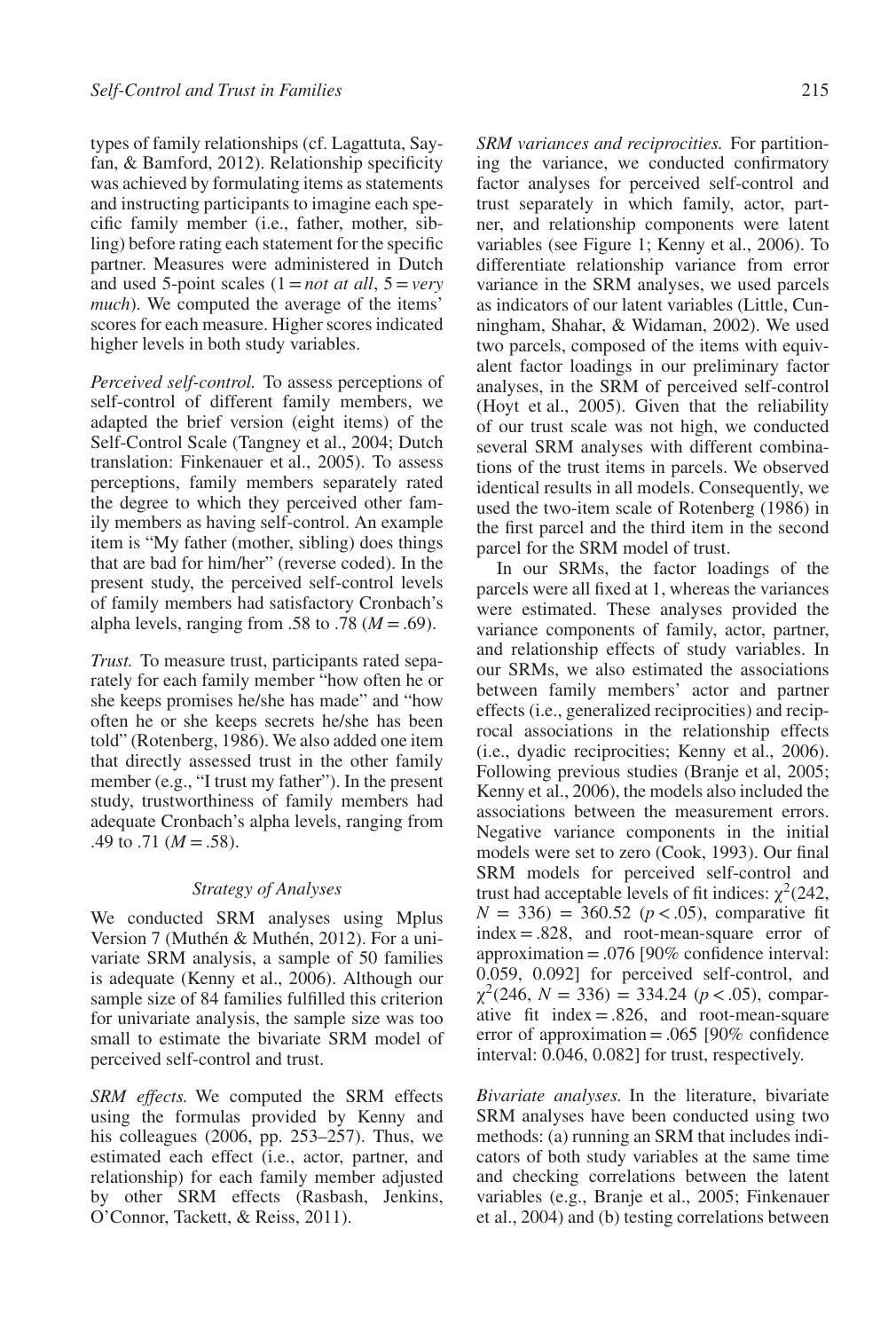types of family relationships (cf. Lagattuta, Sayfan, & Bamford, 2012). Relationship specificity was achieved by formulating items as statements and instructing participants to imagine each specific family member (i.e., father, mother, sibling) before rating each statement for the specific partner. Measures were administered in Dutch and used 5-point scales (1 = *not at all*, 5 = *very much*). We computed the average of the items' scores for each measure. Higher scores indicated higher levels in both study variables.

*Perceived self-control.* To assess perceptions of self-control of different family members, we adapted the brief version (eight items) of the Self-Control Scale (Tangney et al., 2004; Dutch translation: Finkenauer et al., 2005). To assess perceptions, family members separately rated the degree to which they perceived other family members as having self-control. An example item is "My father (mother, sibling) does things that are bad for him/her" (reverse coded). In the present study, the perceived self-control levels of family members had satisfactory Cronbach's alpha levels, ranging from .58 to .78 ($M = .69$).

*Trust.* To measure trust, participants rated separately for each family member "how often he or she keeps promises he/she has made" and "how often he or she keeps secrets he/she has been told" (Rotenberg, 1986). We also added one item that directly assessed trust in the other family member (e.g., "I trust my father"). In the present study, trustworthiness of family members had adequate Cronbach's alpha levels, ranging from .49 to .71 ($M = .58$).

### Strategy of Analyses

We conducted SRM analyses using Mplus Version 7 (Muthén & Muthén, 2012). For a univariate SRM analysis, a sample of 50 families is adequate (Kenny et al., 2006). Although our sample size of 84 families fulfilled this criterion for univariate analysis, the sample size was too small to estimate the bivariate SRM model of perceived self-control and trust.

*SRM effects.* We computed the SRM effects using the formulas provided by Kenny and his colleagues (2006, pp. 253–257). Thus, we estimated each effect (i.e., actor, partner, and relationship) for each family member adjusted by other SRM effects (Rasbash, Jenkins, O'Connor, Tackett, & Reiss, 2011).

*SRM variances and reciprocities.* For partitioning the variance, we conducted confirmatory factor analyses for perceived self-control and trust separately in which family, actor, partner, and relationship components were latent variables (see Figure 1; Kenny et al., 2006). To differentiate relationship variance from error variance in the SRM analyses, we used parcels as indicators of our latent variables (Little, Cunningham, Shahar, & Widaman, 2002). We used two parcels, composed of the items with equivalent factor loadings in our preliminary factor analyses, in the SRM of perceived self-control (Hoyt et al., 2005). Given that the reliability of our trust scale was not high, we conducted several SRM analyses with different combinations of the trust items in parcels. We observed identical results in all models. Consequently, we used the two-item scale of Rotenberg (1986) in the first parcel and the third item in the second parcel for the SRM model of trust.

In our SRMs, the factor loadings of the parcels were all fixed at 1, whereas the variances were estimated. These analyses provided the variance components of family, actor, partner, and relationship effects of study variables. In our SRMs, we also estimated the associations between family members' actor and partner effects (i.e., generalized reciprocities) and reciprocal associations in the relationship effects (i.e., dyadic reciprocities; Kenny et al., 2006). Following previous studies (Branje et al, 2005; Kenny et al., 2006), the models also included the associations between the measurement errors. Negative variance components in the initial models were set to zero (Cook, 1993). Our final SRM models for perceived self-control and trust had acceptable levels of fit indices: $\chi^2(242, N = 336) = 360.52$ ($p < .05$), comparative fit index = .828, and root-mean-square error of approximation = .076 [90% confidence interval: 0.059, 0.092] for perceived self-control, and $\chi^2(246, N = 336) = 334.24$ ($p < .05$), comparative fit index = .826, and root-mean-square error of approximation = .065 [90% confidence interval: 0.046, 0.082] for trust, respectively.

*Bivariate analyses.* In the literature, bivariate SRM analyses have been conducted using two methods: (a) running an SRM that includes indicators of both study variables at the same time and checking correlations between the latent variables (e.g., Branje et al., 2005; Finkenauer et al., 2004) and (b) testing correlations between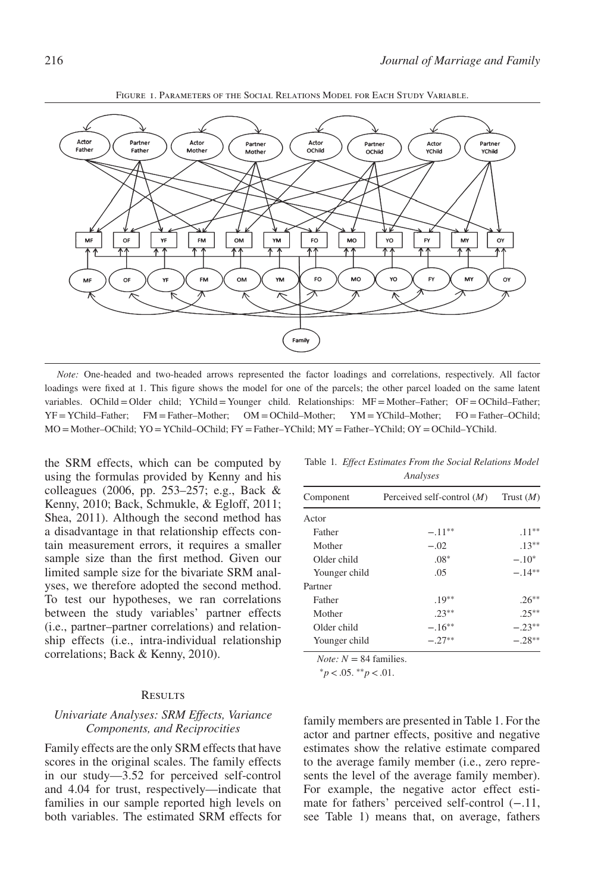FIGURE 1. PARAMETERS OF THE SOCIAL RELATIONS MODEL FOR EACH STUDY VARIABLE.

*Note:* One-headed and two-headed arrows represented the factor loadings and correlations, respectively. All factor loadings were fixed at 1. This figure shows the model for one of the parcels; the other parcel loaded on the same latent variables. OChild = Older child; YChild = Younger child. Relationships: MF = Mother–Father; OF = OChild–Father; YF = YChild–Father; FM = Father–Mother; OM = OChild–Mother; YM = YChild–Mother; FO = Father–OChild; MO = Mother–OChild; YO = YChild–OChild; FY = Father–YChild; MY = Father–YChild; OY = OChild–YChild.

the SRM effects, which can be computed by using the formulas provided by Kenny and his colleagues (2006, pp. 253–257; e.g., Back & Kenny, 2010; Back, Schmukle, & Egloff, 2011; Shea, 2011). Although the second method has a disadvantage in that relationship effects contain measurement errors, it requires a smaller sample size than the first method. Given our limited sample size for the bivariate SRM analyses, we therefore adopted the second method. To test our hypotheses, we ran correlations between the study variables' partner effects (i.e., partner–partner correlations) and relationship effects (i.e., intra-individual relationship correlations; Back & Kenny, 2010).

Table 1. *Effect Estimates From the Social Relations Model Analyses*

| Component | Perceived self-control ($M$) | Trust ($M$) |
|---|---|---|
| Actor | | |
| Father | $-.11^{**}$ | $.11^{**}$ |
| Mother | $-.02$ | $.13^{**}$ |
| Older child | $.08^{*}$ | $-.10^{*}$ |
| Younger child | $.05$ | $-.14^{**}$ |
| Partner | | |
| Father | $.19^{**}$ | $.26^{**}$ |
| Mother | $.23^{**}$ | $.25^{**}$ |
| Older child | $-.16^{**}$ | $-.23^{**}$ |
| Younger child | $-.27^{**}$ | $-.28^{**}$ |

*Note:* $N = 84$ families.
$^{*}p < .05$. $^{**}p < .01$.

## RESULTS

### *Univariate Analyses: SRM Effects, Variance Components, and Reciprocities*

Family effects are the only SRM effects that have scores in the original scales. The family effects in our study—3.52 for perceived self-control and 4.04 for trust, respectively—indicate that families in our sample reported high levels on both variables. The estimated SRM effects for family members are presented in Table 1. For the actor and partner effects, positive and negative estimates show the relative estimate compared to the average family member (i.e., zero represents the level of the average family member). For example, the negative actor effect estimate for fathers' perceived self-control (−.11, see Table 1) means that, on average, fathers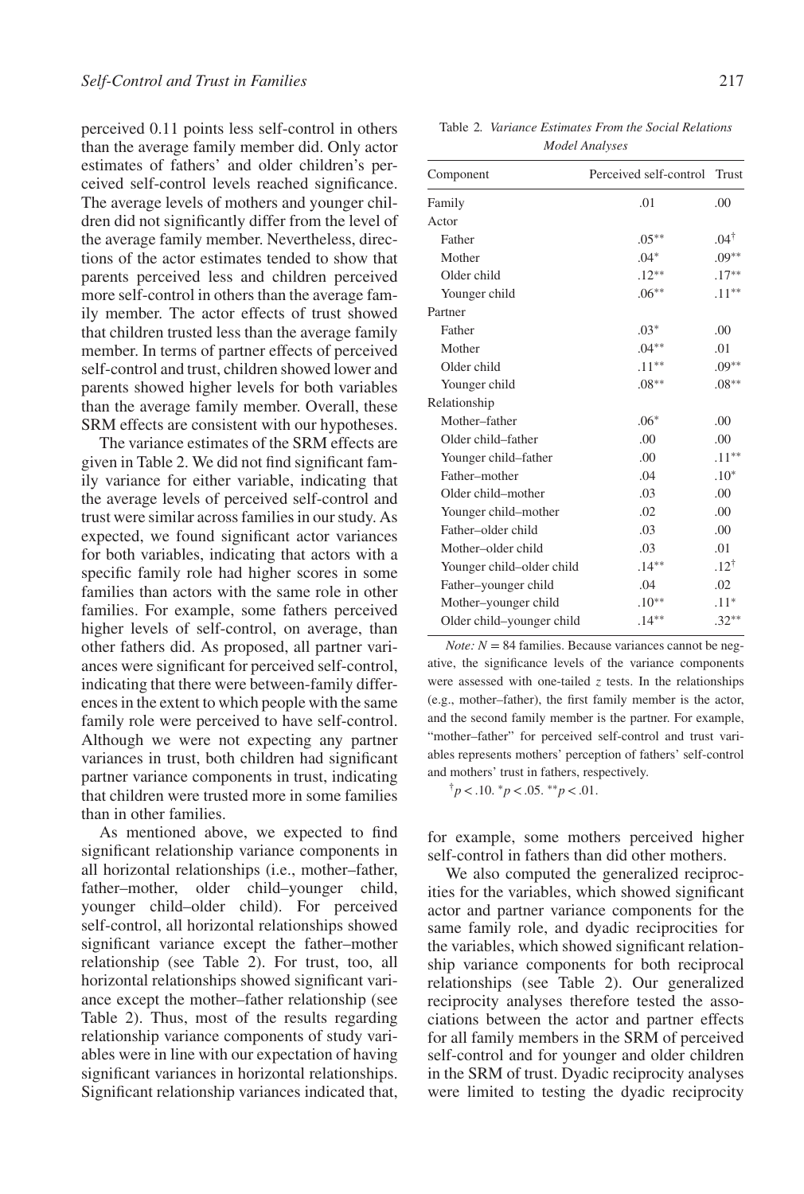perceived 0.11 points less self-control in others than the average family member did. Only actor estimates of fathers' and older children's perceived self-control levels reached significance. The average levels of mothers and younger children did not significantly differ from the level of the average family member. Nevertheless, directions of the actor estimates tended to show that parents perceived less and children perceived more self-control in others than the average family member. The actor effects of trust showed that children trusted less than the average family member. In terms of partner effects of perceived self-control and trust, children showed lower and parents showed higher levels for both variables than the average family member. Overall, these SRM effects are consistent with our hypotheses.

The variance estimates of the SRM effects are given in Table 2. We did not find significant family variance for either variable, indicating that the average levels of perceived self-control and trust were similar across families in our study. As expected, we found significant actor variances for both variables, indicating that actors with a specific family role had higher scores in some families than actors with the same role in other families. For example, some fathers perceived higher levels of self-control, on average, than other fathers did. As proposed, all partner variances were significant for perceived self-control, indicating that there were between-family differences in the extent to which people with the same family role were perceived to have self-control. Although we were not expecting any partner variances in trust, both children had significant partner variance components in trust, indicating that children were trusted more in some families than in other families.

As mentioned above, we expected to find significant relationship variance components in all horizontal relationships (i.e., mother–father, father–mother, older child–younger child, younger child–older child). For perceived self-control, all horizontal relationships showed significant variance except the father–mother relationship (see Table 2). For trust, too, all horizontal relationships showed significant variance except the mother–father relationship (see Table 2). Thus, most of the results regarding relationship variance components of study variables were in line with our expectation of having significant variances in horizontal relationships. Significant relationship variances indicated that, for example, some mothers perceived higher self-control in fathers than did other mothers.

Table 2. *Variance Estimates From the Social Relations Model Analyses*

| Component | Perceived self-control | Trust |
|---|---|---|
| Family | .01 | .00 |
| Actor | | |
| Father | $.05^{**}$ | $.04^{\dagger}$ |
| Mother | $.04^{*}$ | $.09^{**}$ |
| Older child | $.12^{**}$ | $.17^{**}$ |
| Younger child | $.06^{**}$ | $.11^{**}$ |
| Partner | | |
| Father | $.03^{*}$ | .00 |
| Mother | $.04^{**}$ | .01 |
| Older child | $.11^{**}$ | $.09^{**}$ |
| Younger child | $.08^{**}$ | $.08^{**}$ |
| Relationship | | |
| Mother–father | $.06^{*}$ | .00 |
| Older child–father | .00 | .00 |
| Younger child–father | .00 | $.11^{**}$ |
| Father–mother | .04 | $.10^{*}$ |
| Older child–mother | .03 | .00 |
| Younger child–mother | .02 | .00 |
| Father–older child | .03 | .00 |
| Mother–older child | .03 | .01 |
| Younger child–older child | $.14^{**}$ | $.12^{\dagger}$ |
| Father–younger child | .04 | .02 |
| Mother–younger child | $.10^{**}$ | $.11^{*}$ |
| Older child–younger child | $.14^{**}$ | $.32^{**}$ |

*Note:* $N = 84$ families. Because variances cannot be negative, the significance levels of the variance components were assessed with one-tailed $z$ tests. In the relationships (e.g., mother–father), the first family member is the actor, and the second family member is the partner. For example, "mother–father" for perceived self-control and trust variables represents mothers' perception of fathers' self-control and mothers' trust in fathers, respectively.

$^{\dagger}p < .10$. $^{*}p < .05$. $^{**}p < .01$.

We also computed the generalized reciprocities for the variables, which showed significant actor and partner variance components for the same family role, and dyadic reciprocities for the variables, which showed significant relationship variance components for both reciprocal relationships (see Table 2). Our generalized reciprocity analyses therefore tested the associations between the actor and partner effects for all family members in the SRM of perceived self-control and for younger and older children in the SRM of trust. Dyadic reciprocity analyses were limited to testing the dyadic reciprocity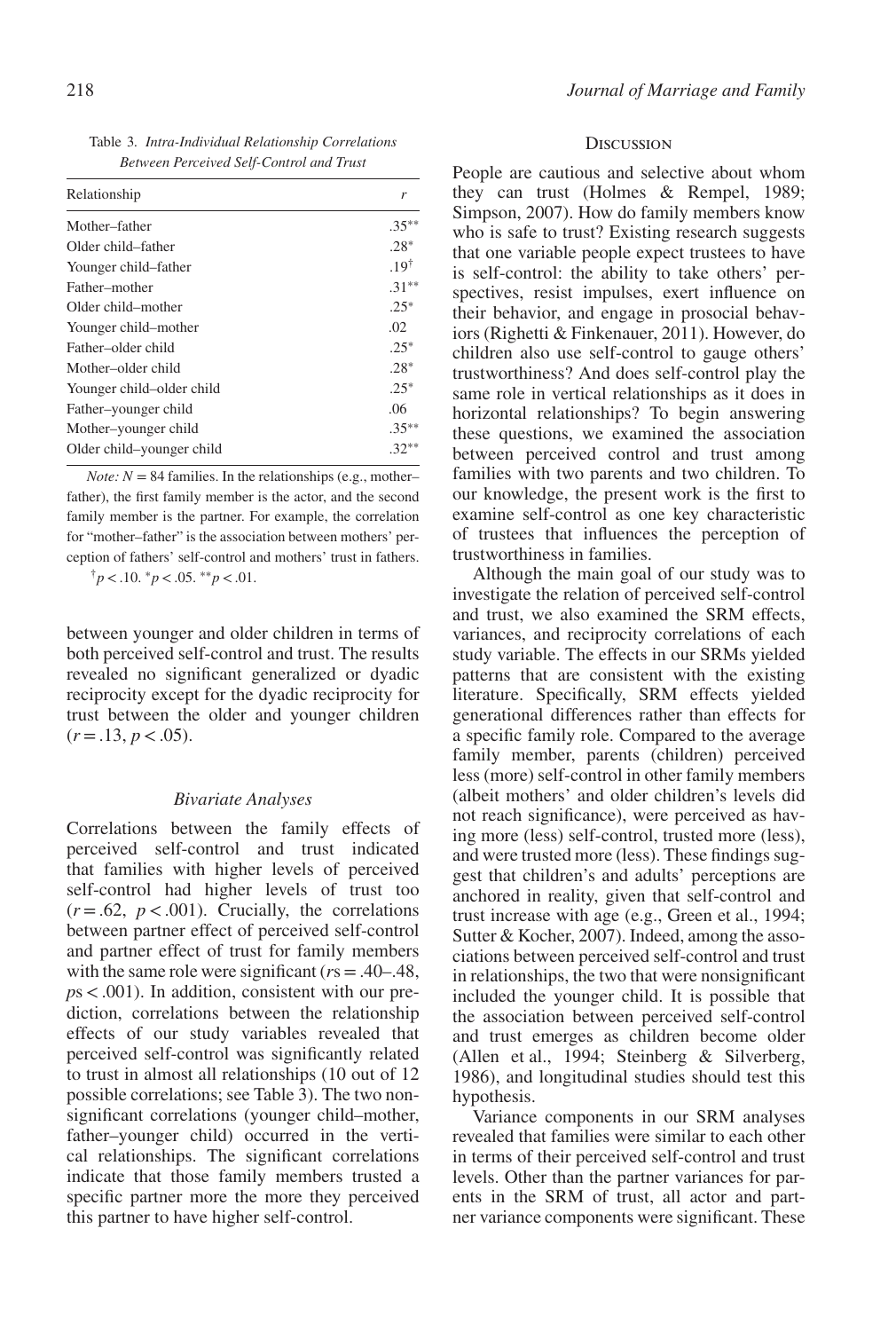Table 3. *Intra-Individual Relationship Correlations Between Perceived Self-Control and Trust*

| Relationship | $r$ |
|---|---|
| Mother–father | $.35^{**}$ |
| Older child–father | $.28^{*}$ |
| Younger child–father | $.19^{\dagger}$ |
| Father–mother | $.31^{**}$ |
| Older child–mother | $.25^{*}$ |
| Younger child–mother | .02 |
| Father–older child | $.25^{*}$ |
| Mother–older child | $.28^{*}$ |
| Younger child–older child | $.25^{*}$ |
| Father–younger child | .06 |
| Mother–younger child | $.35^{**}$ |
| Older child–younger child | $.32^{**}$ |

*Note:* $N = 84$ families. In the relationships (e.g., mother–father), the first family member is the actor, and the second family member is the partner. For example, the correlation for "mother–father" is the association between mothers' perception of fathers' self-control and mothers' trust in fathers.

$^{\dagger}p < .10$. $^{*}p < .05$. $^{**}p < .01$.

between younger and older children in terms of both perceived self-control and trust. The results revealed no significant generalized or dyadic reciprocity except for the dyadic reciprocity for trust between the older and younger children ($r = .13$, $p < .05$).

### *Bivariate Analyses*

Correlations between the family effects of perceived self-control and trust indicated that families with higher levels of perceived self-control had higher levels of trust too ($r = .62$, $p < .001$). Crucially, the correlations between partner effect of perceived self-control and partner effect of trust for family members with the same role were significant ($r$s = .40–.48, $p$s < .001). In addition, consistent with our prediction, correlations between the relationship effects of our study variables revealed that perceived self-control was significantly related to trust in almost all relationships (10 out of 12 possible correlations; see Table 3). The two nonsignificant correlations (younger child–mother, father–younger child) occurred in the vertical relationships. The significant correlations indicate that those family members trusted a specific partner more the more they perceived this partner to have higher self-control.

## Discussion

People are cautious and selective about whom they can trust (Holmes & Rempel, 1989; Simpson, 2007). How do family members know who is safe to trust? Existing research suggests that one variable people expect trustees to have is self-control: the ability to take others' perspectives, resist impulses, exert influence on their behavior, and engage in prosocial behaviors (Righetti & Finkenauer, 2011). However, do children also use self-control to gauge others' trustworthiness? And does self-control play the same role in vertical relationships as it does in horizontal relationships? To begin answering these questions, we examined the association between perceived control and trust among families with two parents and two children. To our knowledge, the present work is the first to examine self-control as one key characteristic of trustees that influences the perception of trustworthiness in families.

Although the main goal of our study was to investigate the relation of perceived self-control and trust, we also examined the SRM effects, variances, and reciprocity correlations of each study variable. The effects in our SRMs yielded patterns that are consistent with the existing literature. Specifically, SRM effects yielded generational differences rather than effects for a specific family role. Compared to the average family member, parents (children) perceived less (more) self-control in other family members (albeit mothers' and older children's levels did not reach significance), were perceived as having more (less) self-control, trusted more (less), and were trusted more (less). These findings suggest that children's and adults' perceptions are anchored in reality, given that self-control and trust increase with age (e.g., Green et al., 1994; Sutter & Kocher, 2007). Indeed, among the associations between perceived self-control and trust in relationships, the two that were nonsignificant included the younger child. It is possible that the association between perceived self-control and trust emerges as children become older (Allen et al., 1994; Steinberg & Silverberg, 1986), and longitudinal studies should test this hypothesis.

Variance components in our SRM analyses revealed that families were similar to each other in terms of their perceived self-control and trust levels. Other than the partner variances for parents in the SRM of trust, all actor and partner variance components were significant. These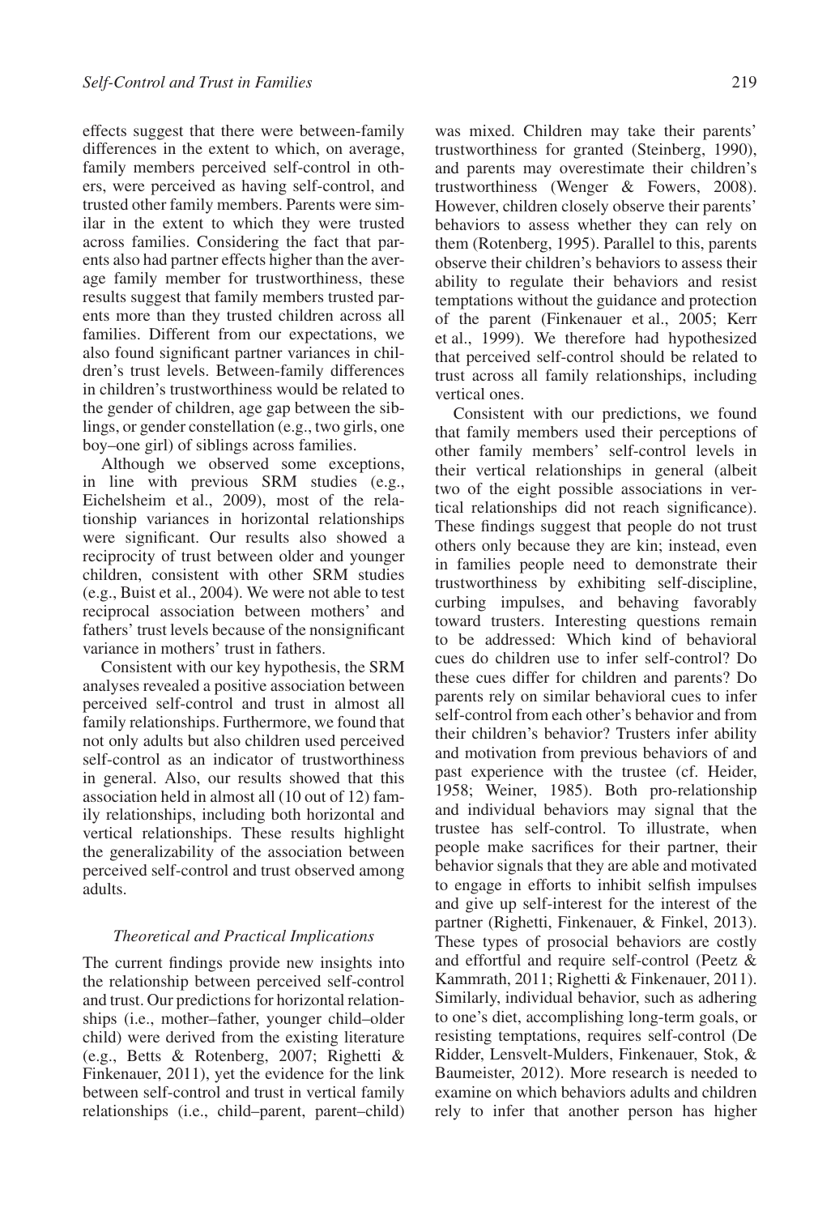effects suggest that there were between-family differences in the extent to which, on average, family members perceived self-control in others, were perceived as having self-control, and trusted other family members. Parents were similar in the extent to which they were trusted across families. Considering the fact that parents also had partner effects higher than the average family member for trustworthiness, these results suggest that family members trusted parents more than they trusted children across all families. Different from our expectations, we also found significant partner variances in children's trust levels. Between-family differences in children's trustworthiness would be related to the gender of children, age gap between the siblings, or gender constellation (e.g., two girls, one boy–one girl) of siblings across families.

Although we observed some exceptions, in line with previous SRM studies (e.g., Eichelsheim et al., 2009), most of the relationship variances in horizontal relationships were significant. Our results also showed a reciprocity of trust between older and younger children, consistent with other SRM studies (e.g., Buist et al., 2004). We were not able to test reciprocal association between mothers' and fathers' trust levels because of the nonsignificant variance in mothers' trust in fathers.

Consistent with our key hypothesis, the SRM analyses revealed a positive association between perceived self-control and trust in almost all family relationships. Furthermore, we found that not only adults but also children used perceived self-control as an indicator of trustworthiness in general. Also, our results showed that this association held in almost all (10 out of 12) family relationships, including both horizontal and vertical relationships. These results highlight the generalizability of the association between perceived self-control and trust observed among adults.

### *Theoretical and Practical Implications*

The current findings provide new insights into the relationship between perceived self-control and trust. Our predictions for horizontal relationships (i.e., mother–father, younger child–older child) were derived from the existing literature (e.g., Betts & Rotenberg, 2007; Righetti & Finkenauer, 2011), yet the evidence for the link between self-control and trust in vertical family relationships (i.e., child–parent, parent–child) was mixed. Children may take their parents' trustworthiness for granted (Steinberg, 1990), and parents may overestimate their children's trustworthiness (Wenger & Fowers, 2008). However, children closely observe their parents' behaviors to assess whether they can rely on them (Rotenberg, 1995). Parallel to this, parents observe their children's behaviors to assess their ability to regulate their behaviors and resist temptations without the guidance and protection of the parent (Finkenauer et al., 2005; Kerr et al., 1999). We therefore had hypothesized that perceived self-control should be related to trust across all family relationships, including vertical ones.

Consistent with our predictions, we found that family members used their perceptions of other family members' self-control levels in their vertical relationships in general (albeit two of the eight possible associations in vertical relationships did not reach significance). These findings suggest that people do not trust others only because they are kin; instead, even in families people need to demonstrate their trustworthiness by exhibiting self-discipline, curbing impulses, and behaving favorably toward trusters. Interesting questions remain to be addressed: Which kind of behavioral cues do children use to infer self-control? Do these cues differ for children and parents? Do parents rely on similar behavioral cues to infer self-control from each other's behavior and from their children's behavior? Trusters infer ability and motivation from previous behaviors of and past experience with the trustee (cf. Heider, 1958; Weiner, 1985). Both pro-relationship and individual behaviors may signal that the trustee has self-control. To illustrate, when people make sacrifices for their partner, their behavior signals that they are able and motivated to engage in efforts to inhibit selfish impulses and give up self-interest for the interest of the partner (Righetti, Finkenauer, & Finkel, 2013). These types of prosocial behaviors are costly and effortful and require self-control (Peetz & Kammrath, 2011; Righetti & Finkenauer, 2011). Similarly, individual behavior, such as adhering to one's diet, accomplishing long-term goals, or resisting temptations, requires self-control (De Ridder, Lensvelt-Mulders, Finkenauer, Stok, & Baumeister, 2012). More research is needed to examine on which behaviors adults and children rely to infer that another person has higher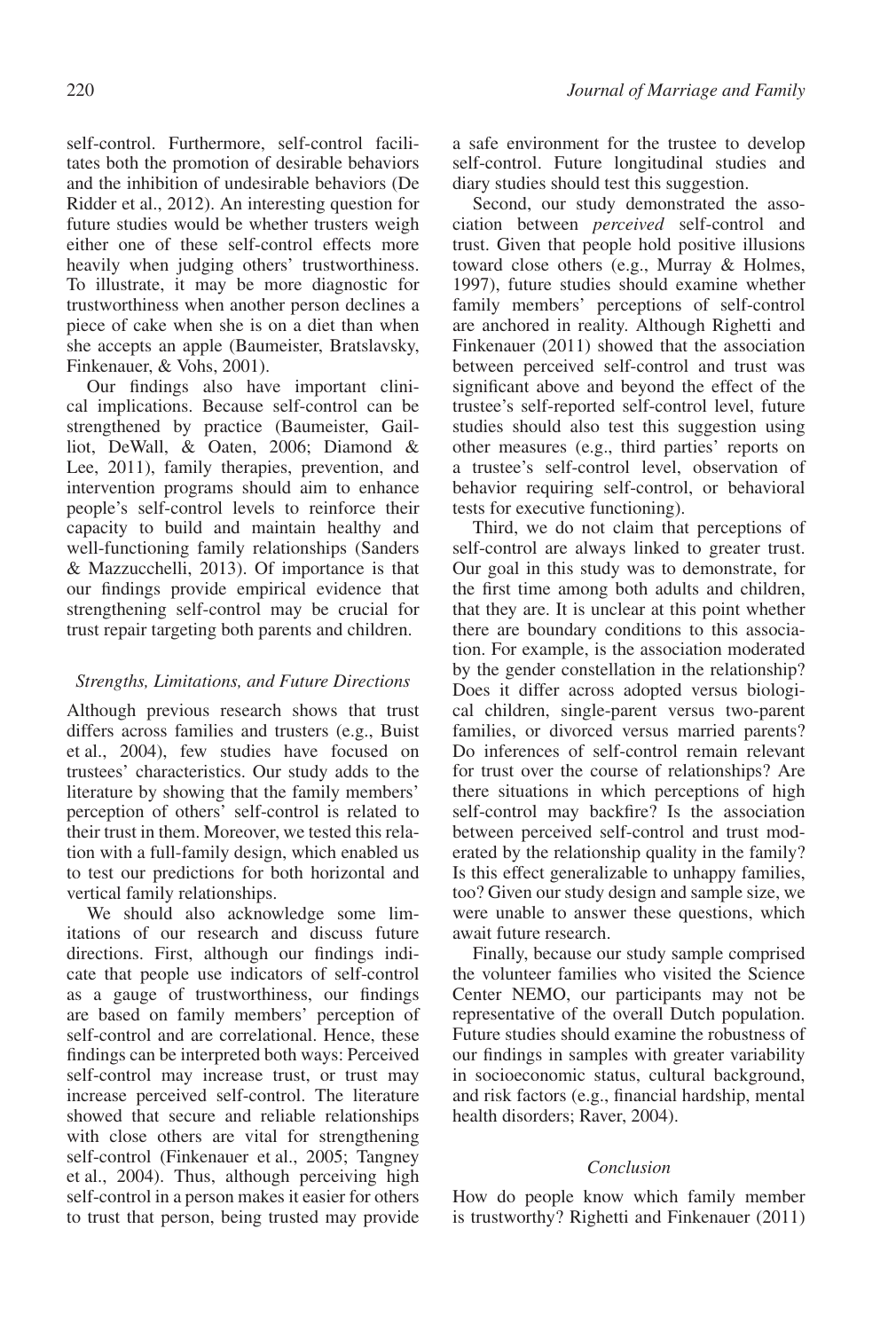self-control. Furthermore, self-control facilitates both the promotion of desirable behaviors and the inhibition of undesirable behaviors (De Ridder et al., 2012). An interesting question for future studies would be whether trusters weigh either one of these self-control effects more heavily when judging others' trustworthiness. To illustrate, it may be more diagnostic for trustworthiness when another person declines a piece of cake when she is on a diet than when she accepts an apple (Baumeister, Bratslavsky, Finkenauer, & Vohs, 2001).

Our findings also have important clinical implications. Because self-control can be strengthened by practice (Baumeister, Gailliot, DeWall, & Oaten, 2006; Diamond & Lee, 2011), family therapies, prevention, and intervention programs should aim to enhance people's self-control levels to reinforce their capacity to build and maintain healthy and well-functioning family relationships (Sanders & Mazzucchelli, 2013). Of importance is that our findings provide empirical evidence that strengthening self-control may be crucial for trust repair targeting both parents and children.

### *Strengths, Limitations, and Future Directions*

Although previous research shows that trust differs across families and trusters (e.g., Buist et al., 2004), few studies have focused on trustees' characteristics. Our study adds to the literature by showing that the family members' perception of others' self-control is related to their trust in them. Moreover, we tested this relation with a full-family design, which enabled us to test our predictions for both horizontal and vertical family relationships.

We should also acknowledge some limitations of our research and discuss future directions. First, although our findings indicate that people use indicators of self-control as a gauge of trustworthiness, our findings are based on family members' perception of self-control and are correlational. Hence, these findings can be interpreted both ways: Perceived self-control may increase trust, or trust may increase perceived self-control. The literature showed that secure and reliable relationships with close others are vital for strengthening self-control (Finkenauer et al., 2005; Tangney et al., 2004). Thus, although perceiving high self-control in a person makes it easier for others to trust that person, being trusted may provide a safe environment for the trustee to develop self-control. Future longitudinal studies and diary studies should test this suggestion.

Second, our study demonstrated the association between *perceived* self-control and trust. Given that people hold positive illusions toward close others (e.g., Murray & Holmes, 1997), future studies should examine whether family members' perceptions of self-control are anchored in reality. Although Righetti and Finkenauer (2011) showed that the association between perceived self-control and trust was significant above and beyond the effect of the trustee's self-reported self-control level, future studies should also test this suggestion using other measures (e.g., third parties' reports on a trustee's self-control level, observation of behavior requiring self-control, or behavioral tests for executive functioning).

Third, we do not claim that perceptions of self-control are always linked to greater trust. Our goal in this study was to demonstrate, for the first time among both adults and children, that they are. It is unclear at this point whether there are boundary conditions to this association. For example, is the association moderated by the gender constellation in the relationship? Does it differ across adopted versus biological children, single-parent versus two-parent families, or divorced versus married parents? Do inferences of self-control remain relevant for trust over the course of relationships? Are there situations in which perceptions of high self-control may backfire? Is the association between perceived self-control and trust moderated by the relationship quality in the family? Is this effect generalizable to unhappy families, too? Given our study design and sample size, we were unable to answer these questions, which await future research.

Finally, because our study sample comprised the volunteer families who visited the Science Center NEMO, our participants may not be representative of the overall Dutch population. Future studies should examine the robustness of our findings in samples with greater variability in socioeconomic status, cultural background, and risk factors (e.g., financial hardship, mental health disorders; Raver, 2004).

### *Conclusion*

How do people know which family member is trustworthy? Righetti and Finkenauer (2011)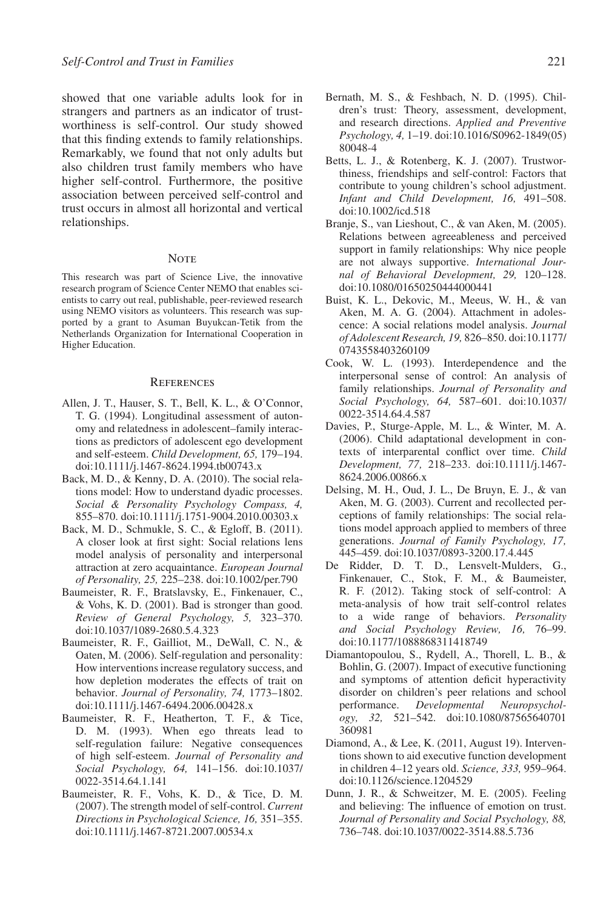showed that one variable adults look for in strangers and partners as an indicator of trustworthiness is self-control. Our study showed that this finding extends to family relationships. Remarkably, we found that not only adults but also children trust family members who have higher self-control. Furthermore, the positive association between perceived self-control and trust occurs in almost all horizontal and vertical relationships.

## Note

This research was part of Science Live, the innovative research program of Science Center NEMO that enables scientists to carry out real, publishable, peer-reviewed research using NEMO visitors as volunteers. This research was supported by a grant to Asuman Buyukcan-Tetik from the Netherlands Organization for International Cooperation in Higher Education.

## References

Allen, J. T., Hauser, S. T., Bell, K. L., & O'Connor, T. G. (1994). Longitudinal assessment of autonomy and relatedness in adolescent–family interactions as predictors of adolescent ego development and self-esteem. *Child Development, 65,* 179–194. doi:10.1111/j.1467-8624.1994.tb00743.x

Back, M. D., & Kenny, D. A. (2010). The social relations model: How to understand dyadic processes. *Social & Personality Psychology Compass, 4,* 855–870. doi:10.1111/j.1751-9004.2010.00303.x

Back, M. D., Schmukle, S. C., & Egloff, B. (2011). A closer look at first sight: Social relations lens model analysis of personality and interpersonal attraction at zero acquaintance. *European Journal of Personality, 25,* 225–238. doi:10.1002/per.790

Baumeister, R. F., Bratslavsky, E., Finkenauer, C., & Vohs, K. D. (2001). Bad is stronger than good. *Review of General Psychology, 5,* 323–370. doi:10.1037/1089-2680.5.4.323

Baumeister, R. F., Gailliot, M., DeWall, C. N., & Oaten, M. (2006). Self-regulation and personality: How interventions increase regulatory success, and how depletion moderates the effects of trait on behavior. *Journal of Personality, 74,* 1773–1802. doi:10.1111/j.1467-6494.2006.00428.x

Baumeister, R. F., Heatherton, T. F., & Tice, D. M. (1993). When ego threats lead to self-regulation failure: Negative consequences of high self-esteem. *Journal of Personality and Social Psychology, 64,* 141–156. doi:10.1037/0022-3514.64.1.141

Baumeister, R. F., Vohs, K. D., & Tice, D. M. (2007). The strength model of self-control. *Current Directions in Psychological Science, 16,* 351–355. doi:10.1111/j.1467-8721.2007.00534.x

Bernath, M. S., & Feshbach, N. D. (1995). Children's trust: Theory, assessment, development, and research directions. *Applied and Preventive Psychology, 4,* 1–19. doi:10.1016/S0962-1849(05)80048-4

Betts, L. J., & Rotenberg, K. J. (2007). Trustworthiness, friendships and self-control: Factors that contribute to young children's school adjustment. *Infant and Child Development, 16,* 491–508. doi:10.1002/icd.518

Branje, S., van Lieshout, C., & van Aken, M. (2005). Relations between agreeableness and perceived support in family relationships: Why nice people are not always supportive. *International Journal of Behavioral Development, 29,* 120–128. doi:10.1080/01650250444000441

Buist, K. L., Dekovic, M., Meeus, W. H., & van Aken, M. A. G. (2004). Attachment in adolescence: A social relations model analysis. *Journal of Adolescent Research, 19,* 826–850. doi:10.1177/0743558403260109

Cook, W. L. (1993). Interdependence and the interpersonal sense of control: An analysis of family relationships. *Journal of Personality and Social Psychology, 64,* 587–601. doi:10.1037/0022-3514.64.4.587

Davies, P., Sturge-Apple, M. L., & Winter, M. A. (2006). Child adaptational development in contexts of interparental conflict over time. *Child Development, 77,* 218–233. doi:10.1111/j.1467-8624.2006.00866.x

Delsing, M. H., Oud, J. L., De Bruyn, E. J., & van Aken, M. G. (2003). Current and recollected perceptions of family relationships: The social relations model approach applied to members of three generations. *Journal of Family Psychology, 17,* 445–459. doi:10.1037/0893-3200.17.4.445

De Ridder, D. T. D., Lensvelt-Mulders, G., Finkenauer, C., Stok, F. M., & Baumeister, R. F. (2012). Taking stock of self-control: A meta-analysis of how trait self-control relates to a wide range of behaviors. *Personality and Social Psychology Review, 16,* 76–99. doi:10.1177/1088868311418749

Diamantopoulou, S., Rydell, A., Thorell, L. B., & Bohlin, G. (2007). Impact of executive functioning and symptoms of attention deficit hyperactivity disorder on children's peer relations and school performance. *Developmental Neuropsychology, 32,* 521–542. doi:10.1080/87565640701360981

Diamond, A., & Lee, K. (2011, August 19). Interventions shown to aid executive function development in children 4–12 years old. *Science, 333,* 959–964. doi:10.1126/science.1204529

Dunn, J. R., & Schweitzer, M. E. (2005). Feeling and believing: The influence of emotion on trust. *Journal of Personality and Social Psychology, 88,* 736–748. doi:10.1037/0022-3514.88.5.736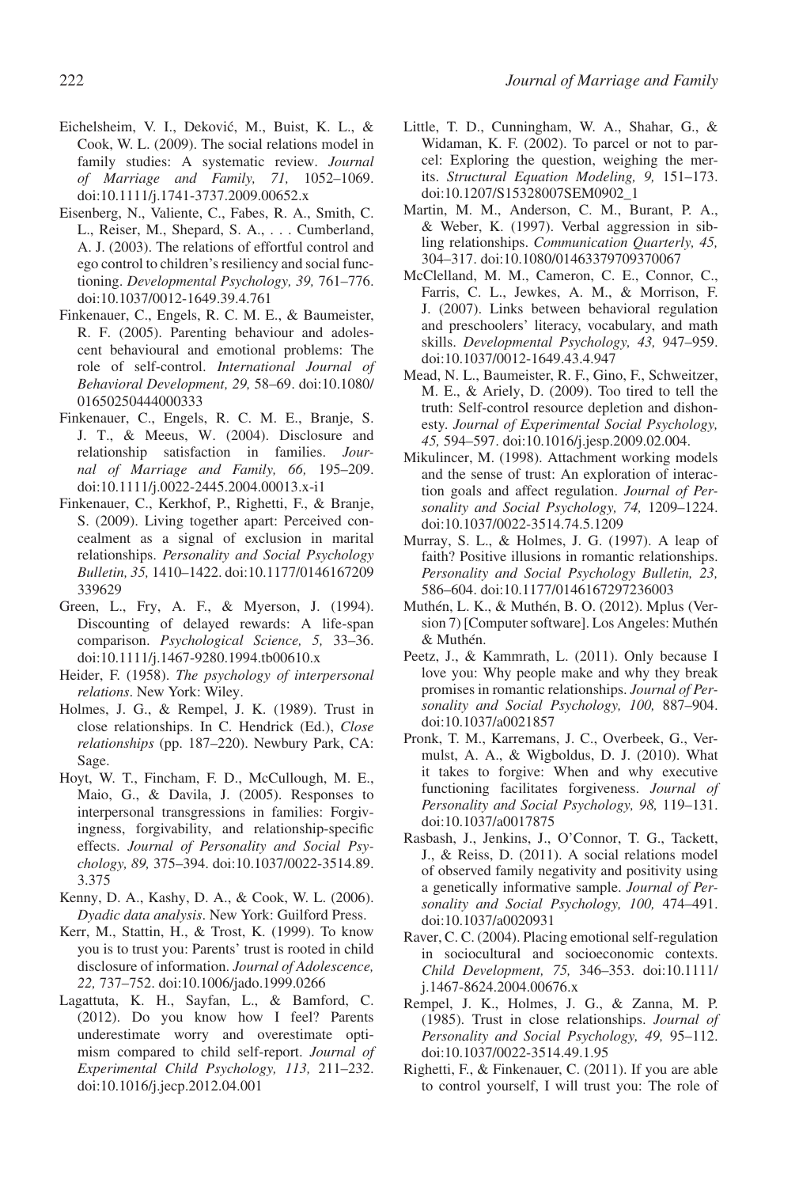Eichelsheim, V. I., Deković, M., Buist, K. L., & Cook, W. L. (2009). The social relations model in family studies: A systematic review. *Journal of Marriage and Family, 71,* 1052–1069. doi:10.1111/j.1741-3737.2009.00652.x

Eisenberg, N., Valiente, C., Fabes, R. A., Smith, C. L., Reiser, M., Shepard, S. A., . . . Cumberland, A. J. (2003). The relations of effortful control and ego control to children's resiliency and social functioning. *Developmental Psychology, 39,* 761–776. doi:10.1037/0012-1649.39.4.761

Finkenauer, C., Engels, R. C. M. E., & Baumeister, R. F. (2005). Parenting behaviour and adolescent behavioural and emotional problems: The role of self-control. *International Journal of Behavioral Development, 29,* 58–69. doi:10.1080/01650250444000333

Finkenauer, C., Engels, R. C. M. E., Branje, S. J. T., & Meeus, W. (2004). Disclosure and relationship satisfaction in families. *Journal of Marriage and Family, 66,* 195–209. doi:10.1111/j.0022-2445.2004.00013.x-i1

Finkenauer, C., Kerkhof, P., Righetti, F., & Branje, S. (2009). Living together apart: Perceived concealment as a signal of exclusion in marital relationships. *Personality and Social Psychology Bulletin, 35,* 1410–1422. doi:10.1177/0146167209339629

Green, L., Fry, A. F., & Myerson, J. (1994). Discounting of delayed rewards: A life-span comparison. *Psychological Science, 5,* 33–36. doi:10.1111/j.1467-9280.1994.tb00610.x

Heider, F. (1958). *The psychology of interpersonal relations*. New York: Wiley.

Holmes, J. G., & Rempel, J. K. (1989). Trust in close relationships. In C. Hendrick (Ed.), *Close relationships* (pp. 187–220). Newbury Park, CA: Sage.

Hoyt, W. T., Fincham, F. D., McCullough, M. E., Maio, G., & Davila, J. (2005). Responses to interpersonal transgressions in families: Forgivingness, forgivability, and relationship-specific effects. *Journal of Personality and Social Psychology, 89,* 375–394. doi:10.1037/0022-3514.89.3.375

Kenny, D. A., Kashy, D. A., & Cook, W. L. (2006). *Dyadic data analysis*. New York: Guilford Press.

Kerr, M., Stattin, H., & Trost, K. (1999). To know you is to trust you: Parents' trust is rooted in child disclosure of information. *Journal of Adolescence, 22,* 737–752. doi:10.1006/jado.1999.0266

Lagattuta, K. H., Sayfan, L., & Bamford, C. (2012). Do you know how I feel? Parents underestimate worry and overestimate optimism compared to child self-report. *Journal of Experimental Child Psychology, 113,* 211–232. doi:10.1016/j.jecp.2012.04.001

Little, T. D., Cunningham, W. A., Shahar, G., & Widaman, K. F. (2002). To parcel or not to parcel: Exploring the question, weighing the merits. *Structural Equation Modeling, 9,* 151–173. doi:10.1207/S15328007SEM0902_1

Martin, M. M., Anderson, C. M., Burant, P. A., & Weber, K. (1997). Verbal aggression in sibling relationships. *Communication Quarterly, 45,* 304–317. doi:10.1080/01463379709370067

McClelland, M. M., Cameron, C. E., Connor, C., Farris, C. L., Jewkes, A. M., & Morrison, F. J. (2007). Links between behavioral regulation and preschoolers' literacy, vocabulary, and math skills. *Developmental Psychology, 43,* 947–959. doi:10.1037/0012-1649.43.4.947

Mead, N. L., Baumeister, R. F., Gino, F., Schweitzer, M. E., & Ariely, D. (2009). Too tired to tell the truth: Self-control resource depletion and dishonesty. *Journal of Experimental Social Psychology, 45,* 594–597. doi:10.1016/j.jesp.2009.02.004.

Mikulincer, M. (1998). Attachment working models and the sense of trust: An exploration of interaction goals and affect regulation. *Journal of Personality and Social Psychology, 74,* 1209–1224. doi:10.1037/0022-3514.74.5.1209

Murray, S. L., & Holmes, J. G. (1997). A leap of faith? Positive illusions in romantic relationships. *Personality and Social Psychology Bulletin, 23,* 586–604. doi:10.1177/0146167297236003

Muthén, L. K., & Muthén, B. O. (2012). Mplus (Version 7) [Computer software]. Los Angeles: Muthén & Muthén.

Peetz, J., & Kammrath, L. (2011). Only because I love you: Why people make and why they break promises in romantic relationships. *Journal of Personality and Social Psychology, 100,* 887–904. doi:10.1037/a0021857

Pronk, T. M., Karremans, J. C., Overbeek, G., Vermulst, A. A., & Wigboldus, D. J. (2010). What it takes to forgive: When and why executive functioning facilitates forgiveness. *Journal of Personality and Social Psychology, 98,* 119–131. doi:10.1037/a0017875

Rasbash, J., Jenkins, J., O'Connor, T. G., Tackett, J., & Reiss, D. (2011). A social relations model of observed family negativity and positivity using a genetically informative sample. *Journal of Personality and Social Psychology, 100,* 474–491. doi:10.1037/a0020931

Raver, C. C. (2004). Placing emotional self-regulation in sociocultural and socioeconomic contexts. *Child Development, 75,* 346–353. doi:10.1111/j.1467-8624.2004.00676.x

Rempel, J. K., Holmes, J. G., & Zanna, M. P. (1985). Trust in close relationships. *Journal of Personality and Social Psychology, 49,* 95–112. doi:10.1037/0022-3514.49.1.95

Righetti, F., & Finkenauer, C. (2011). If you are able to control yourself, I will trust you: The role of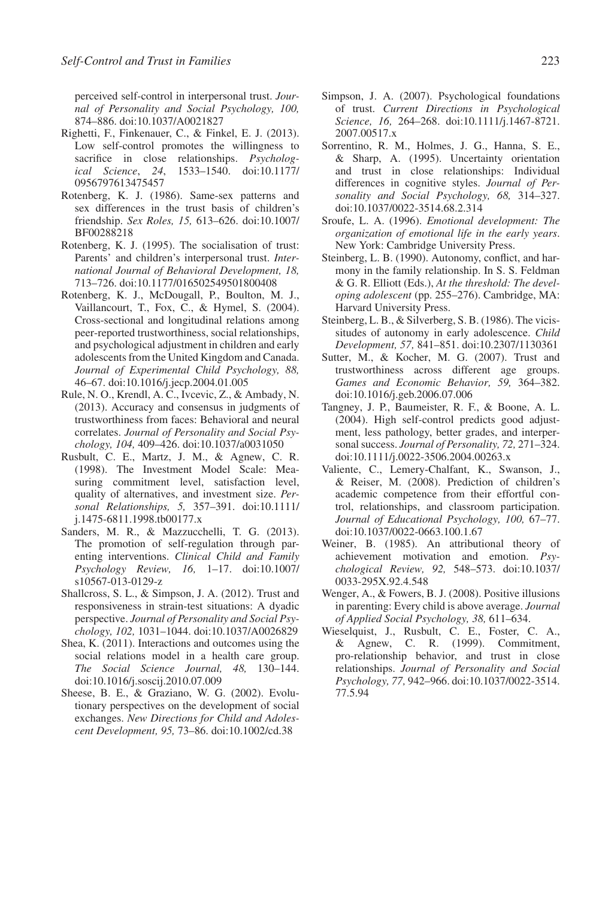perceived self-control in interpersonal trust. *Journal of Personality and Social Psychology, 100,* 874–886. doi:10.1037/A0021827

Righetti, F., Finkenauer, C., & Finkel, E. J. (2013). Low self-control promotes the willingness to sacrifice in close relationships. *Psychological Science*, *24*, 1533–1540. doi:10.1177/0956797613475457

Rotenberg, K. J. (1986). Same-sex patterns and sex differences in the trust basis of children's friendship. *Sex Roles, 15,* 613–626. doi:10.1007/BF00288218

Rotenberg, K. J. (1995). The socialisation of trust: Parents' and children's interpersonal trust. *International Journal of Behavioral Development, 18,* 713–726. doi:10.1177/016502549501800408

Rotenberg, K. J., McDougall, P., Boulton, M. J., Vaillancourt, T., Fox, C., & Hymel, S. (2004). Cross-sectional and longitudinal relations among peer-reported trustworthiness, social relationships, and psychological adjustment in children and early adolescents from the United Kingdom and Canada. *Journal of Experimental Child Psychology, 88,* 46–67. doi:10.1016/j.jecp.2004.01.005

Rule, N. O., Krendl, A. C., Ivcevic, Z., & Ambady, N. (2013). Accuracy and consensus in judgments of trustworthiness from faces: Behavioral and neural correlates. *Journal of Personality and Social Psychology, 104,* 409–426. doi:10.1037/a0031050

Rusbult, C. E., Martz, J. M., & Agnew, C. R. (1998). The Investment Model Scale: Measuring commitment level, satisfaction level, quality of alternatives, and investment size. *Personal Relationships, 5,* 357–391. doi:10.1111/j.1475-6811.1998.tb00177.x

Sanders, M. R., & Mazzucchelli, T. G. (2013). The promotion of self-regulation through parenting interventions. *Clinical Child and Family Psychology Review, 16,* 1–17. doi:10.1007/s10567-013-0129-z

Shallcross, S. L., & Simpson, J. A. (2012). Trust and responsiveness in strain-test situations: A dyadic perspective. *Journal of Personality and Social Psychology, 102,* 1031–1044. doi:10.1037/A0026829

Shea, K. (2011). Interactions and outcomes using the social relations model in a health care group. *The Social Science Journal, 48,* 130–144. doi:10.1016/j.soscij.2010.07.009

Sheese, B. E., & Graziano, W. G. (2002). Evolutionary perspectives on the development of social exchanges. *New Directions for Child and Adolescent Development, 95,* 73–86. doi:10.1002/cd.38

Simpson, J. A. (2007). Psychological foundations of trust. *Current Directions in Psychological Science, 16,* 264–268. doi:10.1111/j.1467-8721.2007.00517.x

Sorrentino, R. M., Holmes, J. G., Hanna, S. E., & Sharp, A. (1995). Uncertainty orientation and trust in close relationships: Individual differences in cognitive styles. *Journal of Personality and Social Psychology, 68,* 314–327. doi:10.1037/0022-3514.68.2.314

Sroufe, L. A. (1996). *Emotional development: The organization of emotional life in the early years*. New York: Cambridge University Press.

Steinberg, L. B. (1990). Autonomy, conflict, and harmony in the family relationship. In S. S. Feldman & G. R. Elliott (Eds.), *At the threshold: The developing adolescent* (pp. 255–276). Cambridge, MA: Harvard University Press.

Steinberg, L. B., & Silverberg, S. B. (1986). The vicissitudes of autonomy in early adolescence. *Child Development, 57,* 841–851. doi:10.2307/1130361

Sutter, M., & Kocher, M. G. (2007). Trust and trustworthiness across different age groups. *Games and Economic Behavior, 59,* 364–382. doi:10.1016/j.geb.2006.07.006

Tangney, J. P., Baumeister, R. F., & Boone, A. L. (2004). High self-control predicts good adjustment, less pathology, better grades, and interpersonal success. *Journal of Personality, 72,* 271–324. doi:10.1111/j.0022-3506.2004.00263.x

Valiente, C., Lemery-Chalfant, K., Swanson, J., & Reiser, M. (2008). Prediction of children's academic competence from their effortful control, relationships, and classroom participation. *Journal of Educational Psychology, 100,* 67–77. doi:10.1037/0022-0663.100.1.67

Weiner, B. (1985). An attributional theory of achievement motivation and emotion. *Psychological Review, 92,* 548–573. doi:10.1037/0033-295X.92.4.548

Wenger, A., & Fowers, B. J. (2008). Positive illusions in parenting: Every child is above average. *Journal of Applied Social Psychology, 38,* 611–634.

Wieselquist, J., Rusbult, C. E., Foster, C. A., & Agnew, C. R. (1999). Commitment, pro-relationship behavior, and trust in close relationships. *Journal of Personality and Social Psychology, 77,* 942–966. doi:10.1037/0022-3514.77.5.94